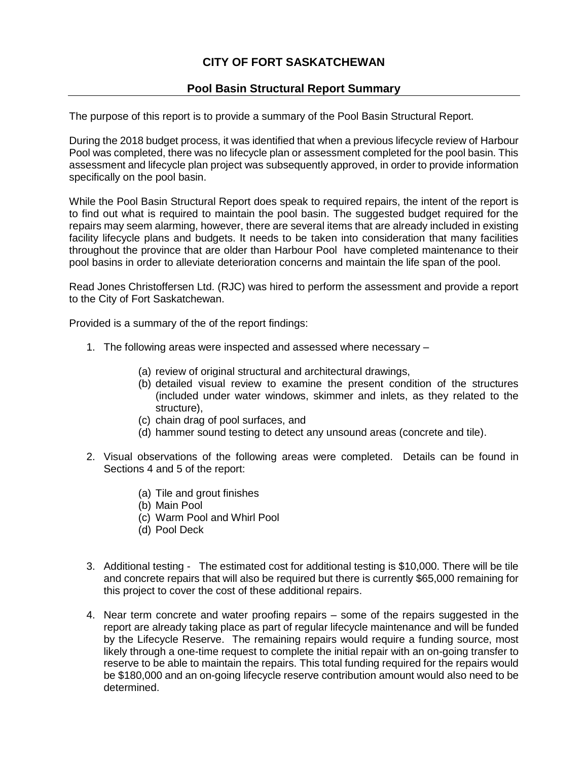# CITY OF FORT SASKATCHEWAN

## Pool Basin Structural Report Summary

The purpose of this report is to provide a summary of the Pool Basin Structural Report.

During the 2018 budget process, it was identified that when a previous lifecycle review of Harbour Pool was completed, there was no lifecycle plan or assessment completed for the pool basin. This assessment and lifecycle plan project was subsequently approved, in order to provide information specifically on the pool basin.

While the Pool Basin Structural Report does speak to required repairs, the intent of the report is to find out what is required to maintain the pool basin. The suggested budget required for the repairs may seem alarming, however, there are several items that are already included in existing facility lifecycle plans and budgets. It needs to be taken into consideration that many facilities throughout the province that are older than Harbour Pool have completed maintenance to their pool basins in order to alleviate deterioration concerns and maintain the life span of the pool.

Read Jones Christoffersen Ltd. (RJC) was hired to perform the assessment and provide a report to the City of Fort Saskatchewan.

Provided is a summary of the of the report findings:

1. The following areas were inspected and assessed where necessary –

    (a) review of original structural and architectural drawings,
    (b) detailed visual review to examine the present condition of the structures (included under water windows, skimmer and inlets, as they related to the structure),
    (c) chain drag of pool surfaces, and
    (d) hammer sound testing to detect any unsound areas (concrete and tile).

2. Visual observations of the following areas were completed. Details can be found in Sections 4 and 5 of the report:

    (a) Tile and grout finishes
    (b) Main Pool
    (c) Warm Pool and Whirl Pool
    (d) Pool Deck

3. Additional testing - The estimated cost for additional testing is $10,000. There will be tile and concrete repairs that will also be required but there is currently $65,000 remaining for this project to cover the cost of these additional repairs.

4. Near term concrete and water proofing repairs – some of the repairs suggested in the report are already taking place as part of regular lifecycle maintenance and will be funded by the Lifecycle Reserve. The remaining repairs would require a funding source, most likely through a one-time request to complete the initial repair with an on-going transfer to reserve to be able to maintain the repairs. This total funding required for the repairs would be $180,000 and an on-going lifecycle reserve contribution amount would also need to be determined.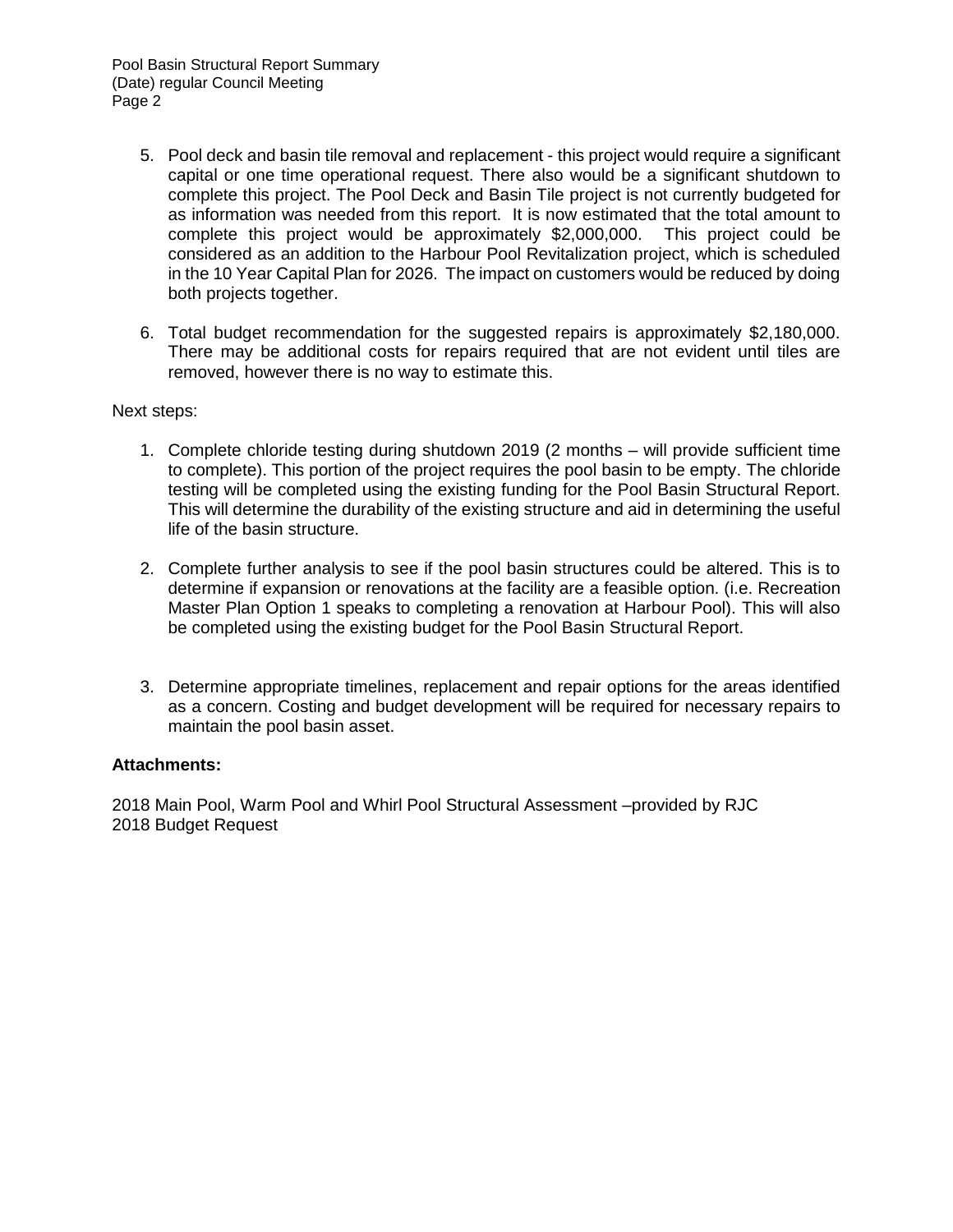5. Pool deck and basin tile removal and replacement - this project would require a significant capital or one time operational request. There also would be a significant shutdown to complete this project. The Pool Deck and Basin Tile project is not currently budgeted for as information was needed from this report. It is now estimated that the total amount to complete this project would be approximately $2,000,000. This project could be considered as an addition to the Harbour Pool Revitalization project, which is scheduled in the 10 Year Capital Plan for 2026. The impact on customers would be reduced by doing both projects together.

6. Total budget recommendation for the suggested repairs is approximately $2,180,000. There may be additional costs for repairs required that are not evident until tiles are removed, however there is no way to estimate this.

Next steps:

1. Complete chloride testing during shutdown 2019 (2 months – will provide sufficient time to complete). This portion of the project requires the pool basin to be empty. The chloride testing will be completed using the existing funding for the Pool Basin Structural Report. This will determine the durability of the existing structure and aid in determining the useful life of the basin structure.

2. Complete further analysis to see if the pool basin structures could be altered. This is to determine if expansion or renovations at the facility are a feasible option. (i.e. Recreation Master Plan Option 1 speaks to completing a renovation at Harbour Pool). This will also be completed using the existing budget for the Pool Basin Structural Report.

3. Determine appropriate timelines, replacement and repair options for the areas identified as a concern. Costing and budget development will be required for necessary repairs to maintain the pool basin asset.

**Attachments:**

2018 Main Pool, Warm Pool and Whirl Pool Structural Assessment –provided by RJC
2018 Budget Request